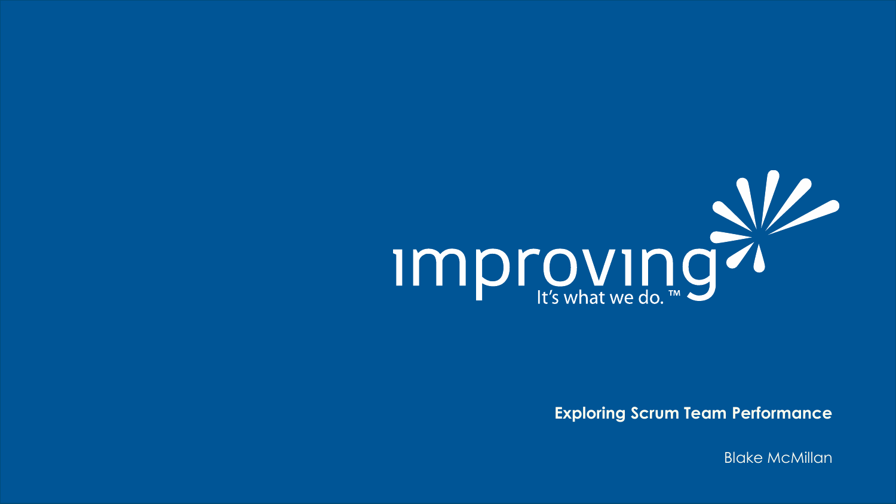improving
It's what we do.™

# Exploring Scrum Team Performance

Blake McMillan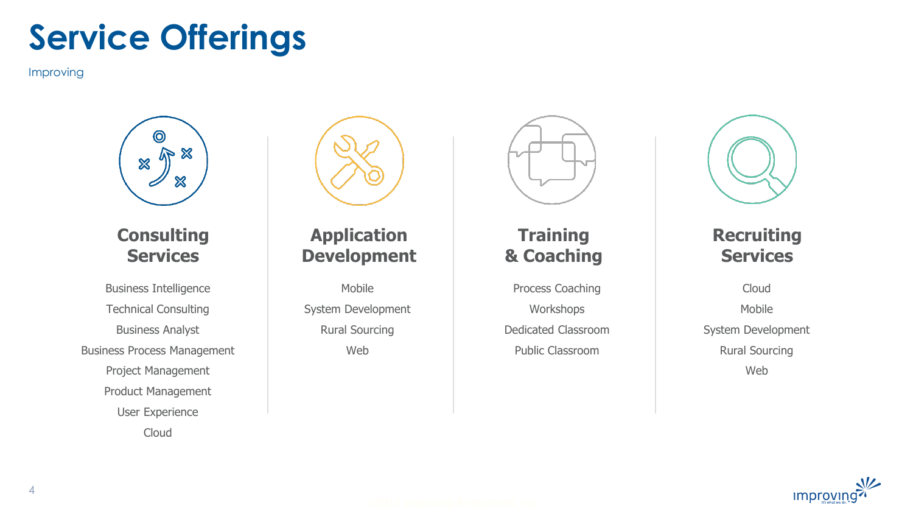# Service Offerings

Improving

### Consulting Services

Business Intelligence

Technical Consulting

Business Analyst

Business Process Management

Project Management

Product Management

User Experience

Cloud

### Application Development

Mobile

System Development

Rural Sourcing

Web

### Training & Coaching

Process Coaching

Workshops

Dedicated Classroom

Public Classroom

### Recruiting Services

Cloud

Mobile

System Development

Rural Sourcing

Web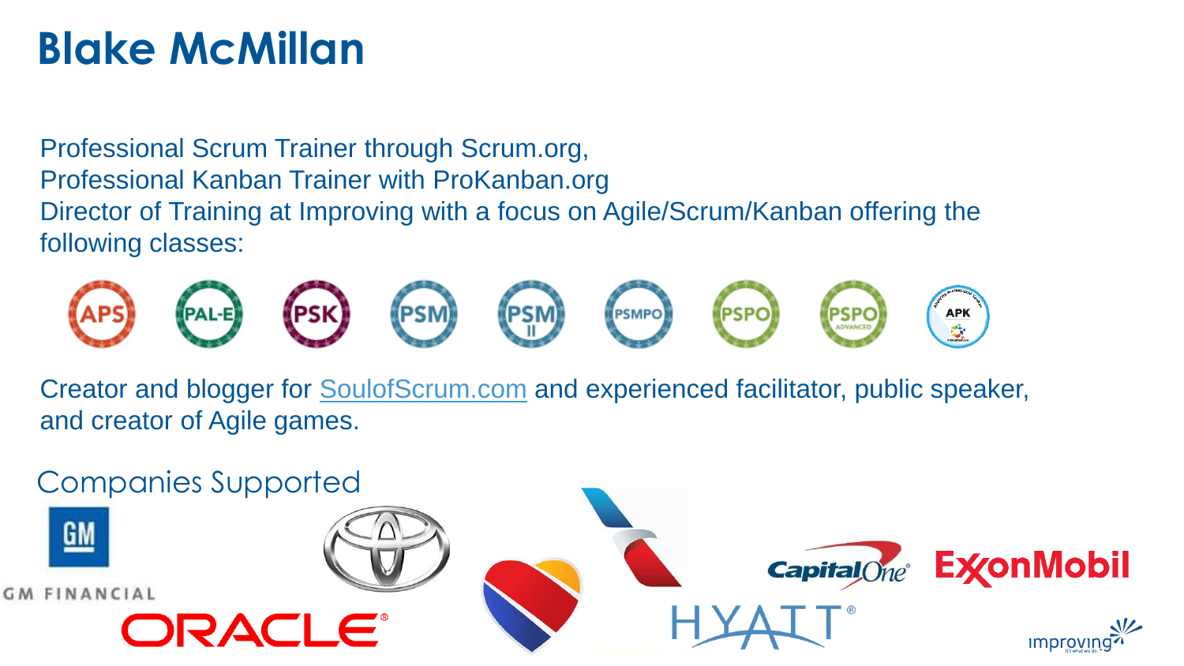# Blake McMillan

Professional Scrum Trainer through Scrum.org,
Professional Kanban Trainer with ProKanban.org
Director of Training at Improving with a focus on Agile/Scrum/Kanban offering the following classes:

APS · PAL-E · PSK · PSM · PSM II · PSMPO · PSPO · PSPO ADVANCED · APK

Creator and blogger for SoulofScrum.com and experienced facilitator, public speaker, and creator of Agile games.

## Companies Supported

GM · GM FINANCIAL · Toyota · ORACLE · Southwest · American Airlines · Capital One · HYATT · ExxonMobil · improving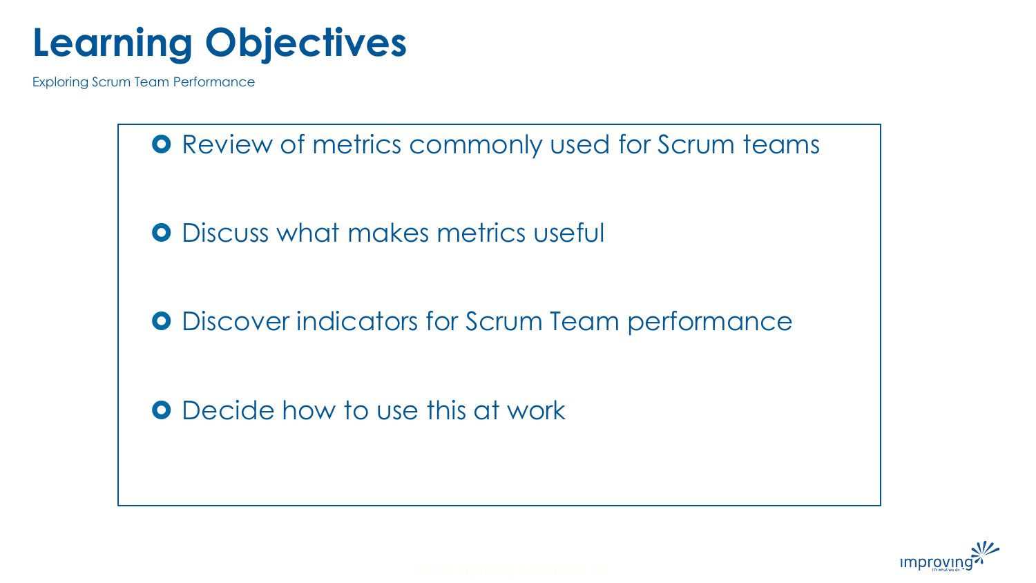# Learning Objectives

Exploring Scrum Team Performance

- Review of metrics commonly used for Scrum teams
- Discuss what makes metrics useful
- Discover indicators for Scrum Team performance
- Decide how to use this at work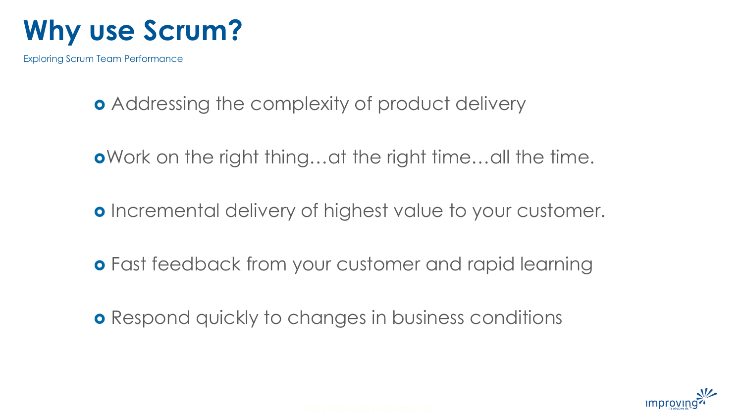# Why use Scrum?

Exploring Scrum Team Performance

- Addressing the complexity of product delivery
- Work on the right thing…at the right time…all the time.
- Incremental delivery of highest value to your customer.
- Fast feedback from your customer and rapid learning
- Respond quickly to changes in business conditions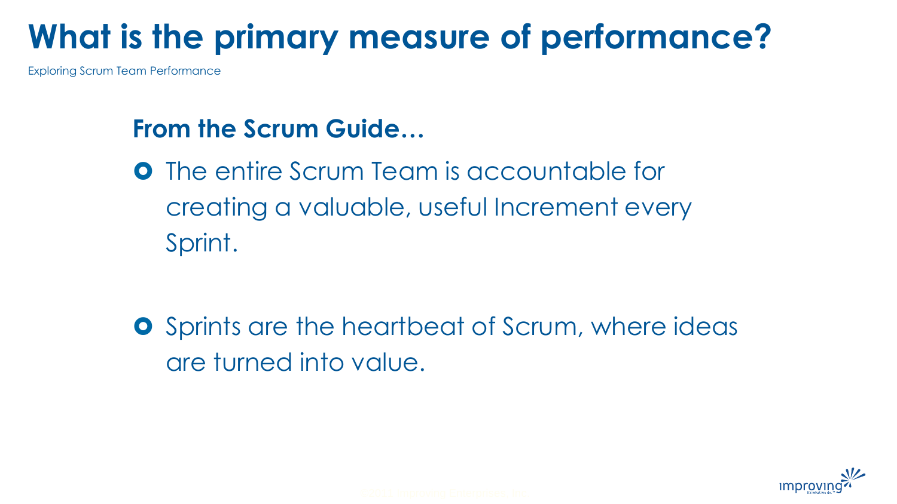# What is the primary measure of performance?

Exploring Scrum Team Performance

**From the Scrum Guide…**

- The entire Scrum Team is accountable for creating a valuable, useful Increment every Sprint.
- Sprints are the heartbeat of Scrum, where ideas are turned into value.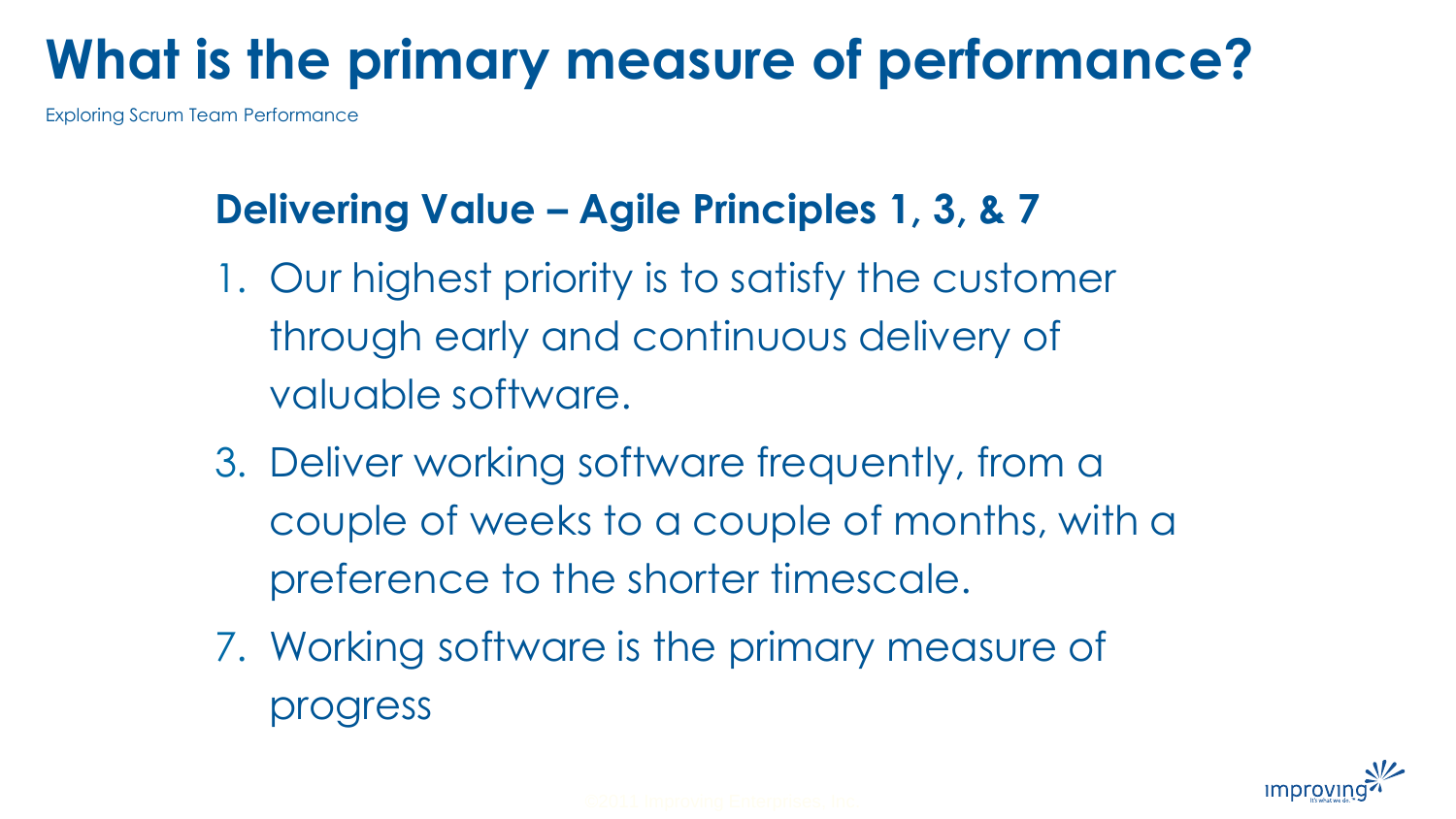# What is the primary measure of performance?

Exploring Scrum Team Performance

## Delivering Value – Agile Principles 1, 3, & 7

1. Our highest priority is to satisfy the customer through early and continuous delivery of valuable software.

3. Deliver working software frequently, from a couple of weeks to a couple of months, with a preference to the shorter timescale.

7. Working software is the primary measure of progress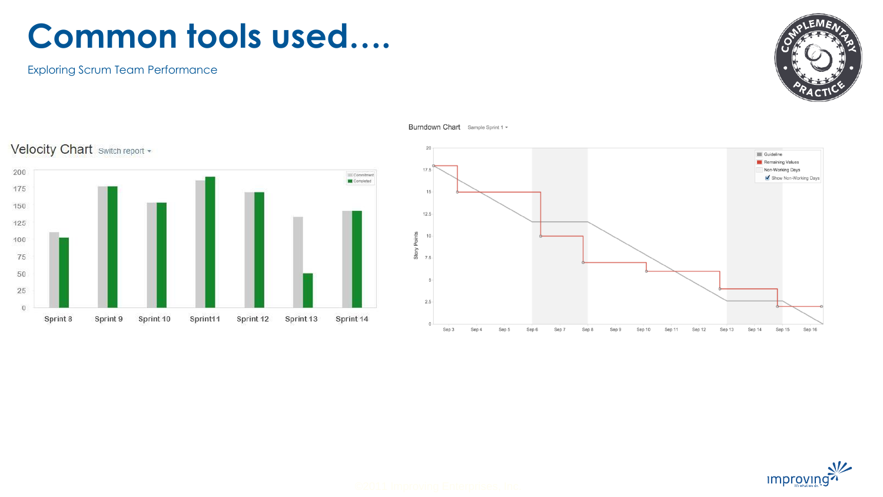# Common tools used....

Exploring Scrum Team Performance

Velocity Chart Switch report

Burndown Chart Sample Sprint 1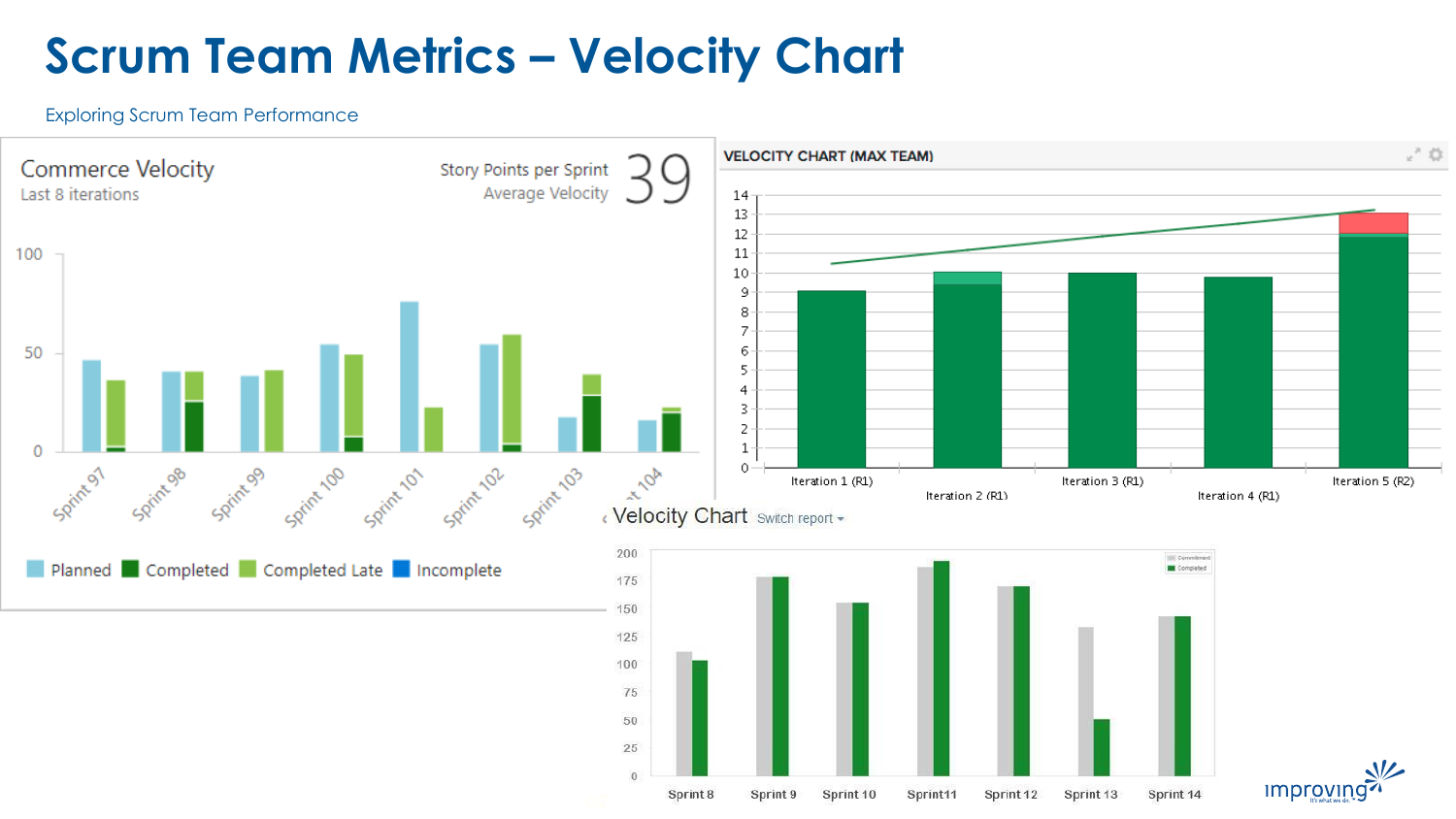# Scrum Team Metrics – Velocity Chart

Exploring Scrum Team Performance

Commerce Velocity
Last 8 iterations

Story Points per Sprint
Average Velocity
39

100
50
0

Sprint 97, Sprint 98, Sprint 99, Sprint 100, Sprint 101, Sprint 102, Sprint 103, Sprint 104

Planned | Completed | Completed Late | Incomplete

VELOCITY CHART (MAX TEAM)

Iteration 1 (R1), Iteration 2 (R1), Iteration 3 (R1), Iteration 4 (R1), Iteration 5 (R2)

Velocity Chart Switch report

Sprint 8, Sprint 9, Sprint 10, Sprint11, Sprint 12, Sprint 13, Sprint 14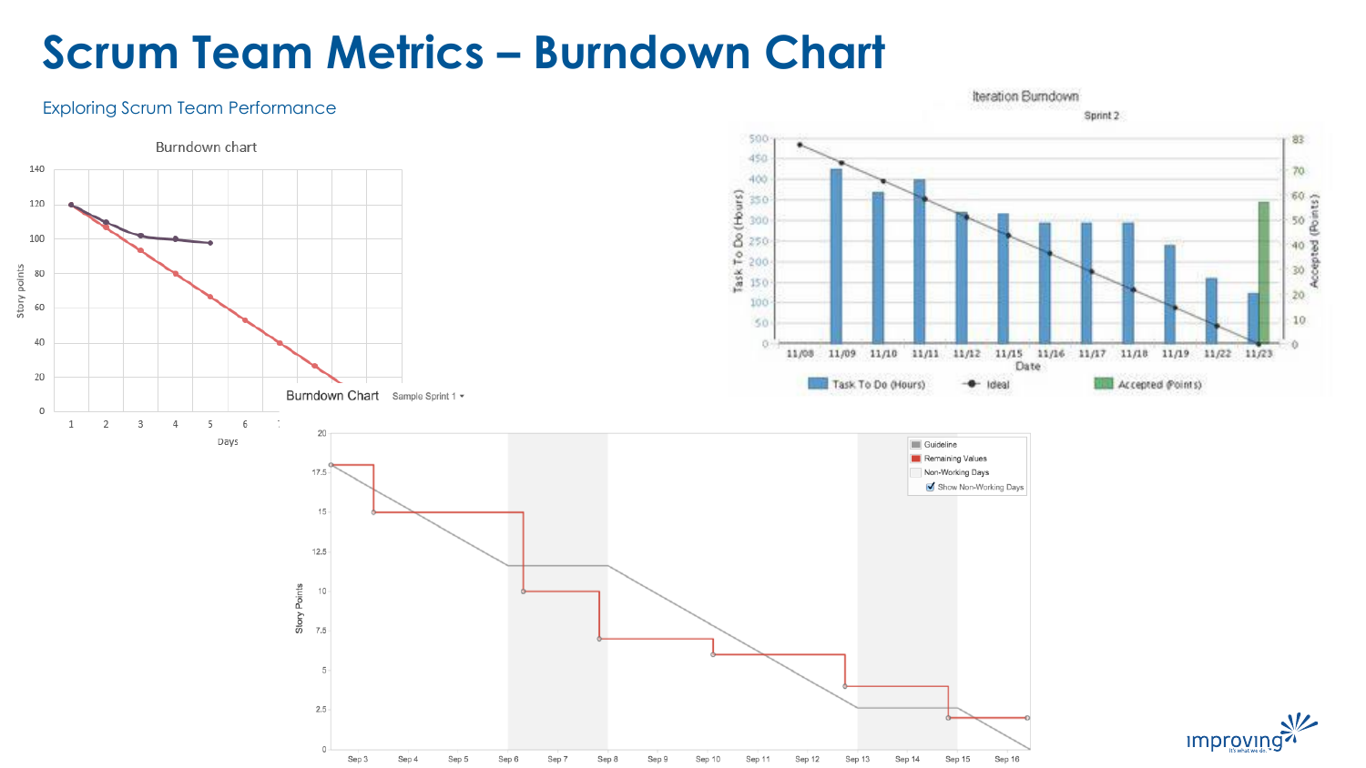# Scrum Team Metrics – Burndown Chart

Exploring Scrum Team Performance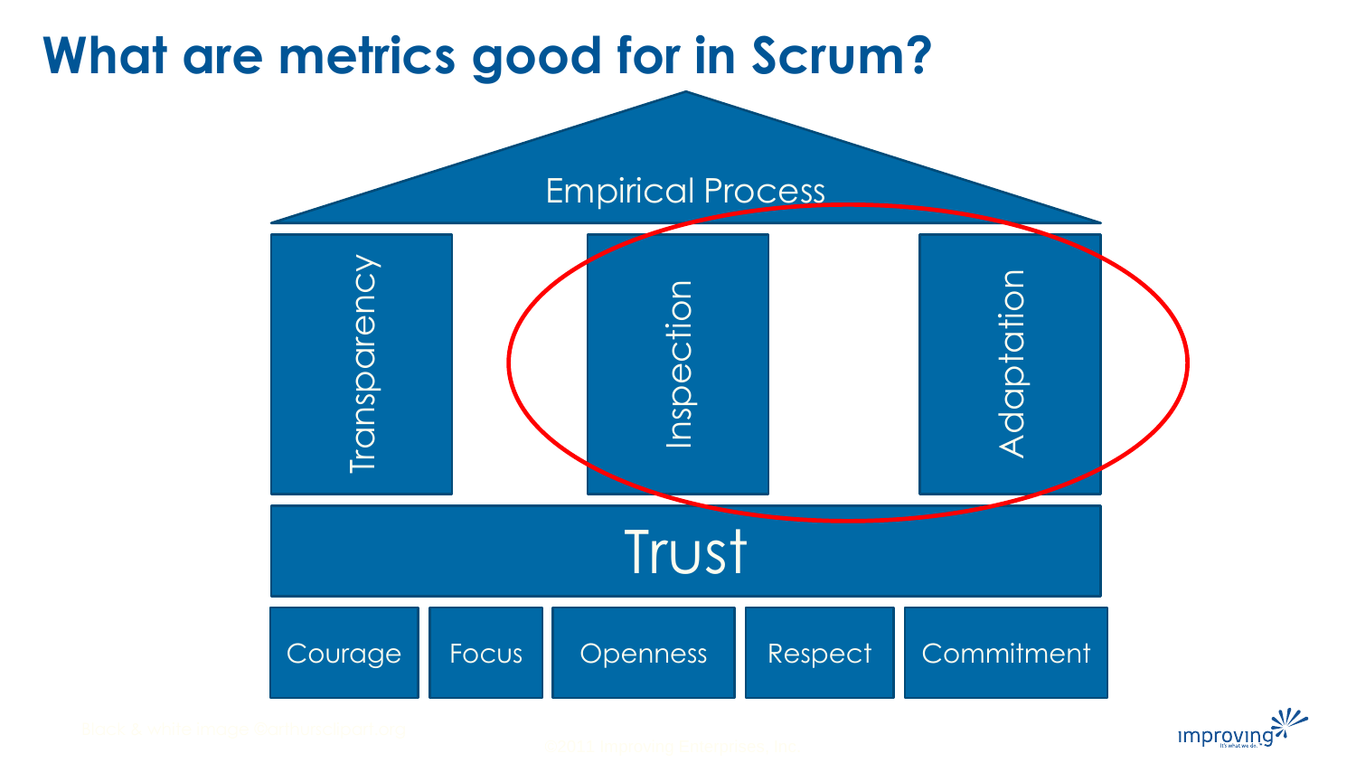# What are metrics good for in Scrum?

Empirical Process

Transparency

Inspection

Adaptation

Trust

Courage | Focus | Openness | Respect | Commitment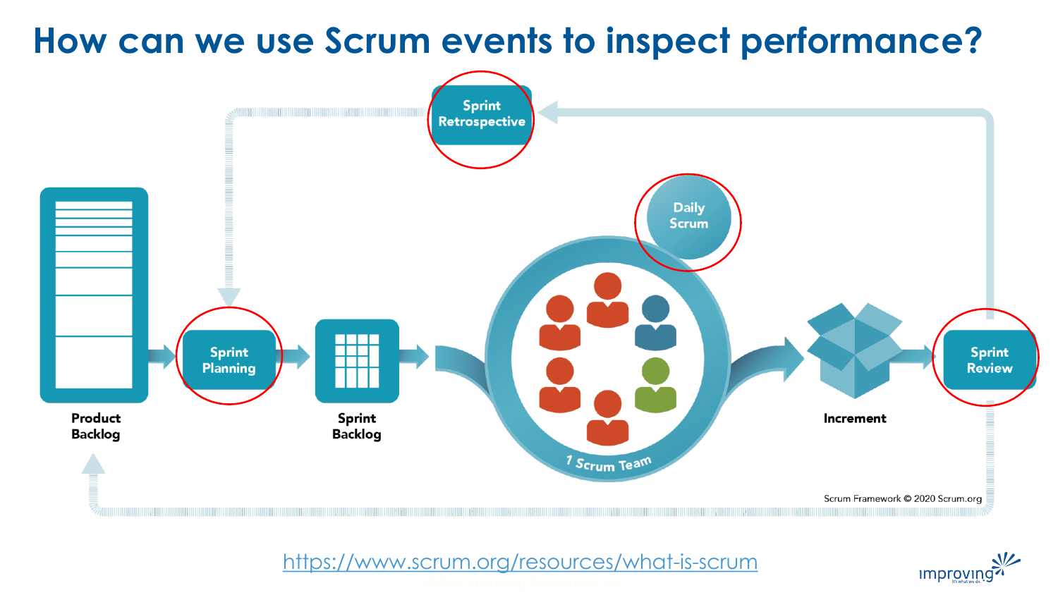# How can we use Scrum events to inspect performance?

Sprint Retrospective

Daily Scrum

Product Backlog

Sprint Planning

Sprint Backlog

1 Scrum Team

Increment

Sprint Review

Scrum Framework © 2020 Scrum.org

https://www.scrum.org/resources/what-is-scrum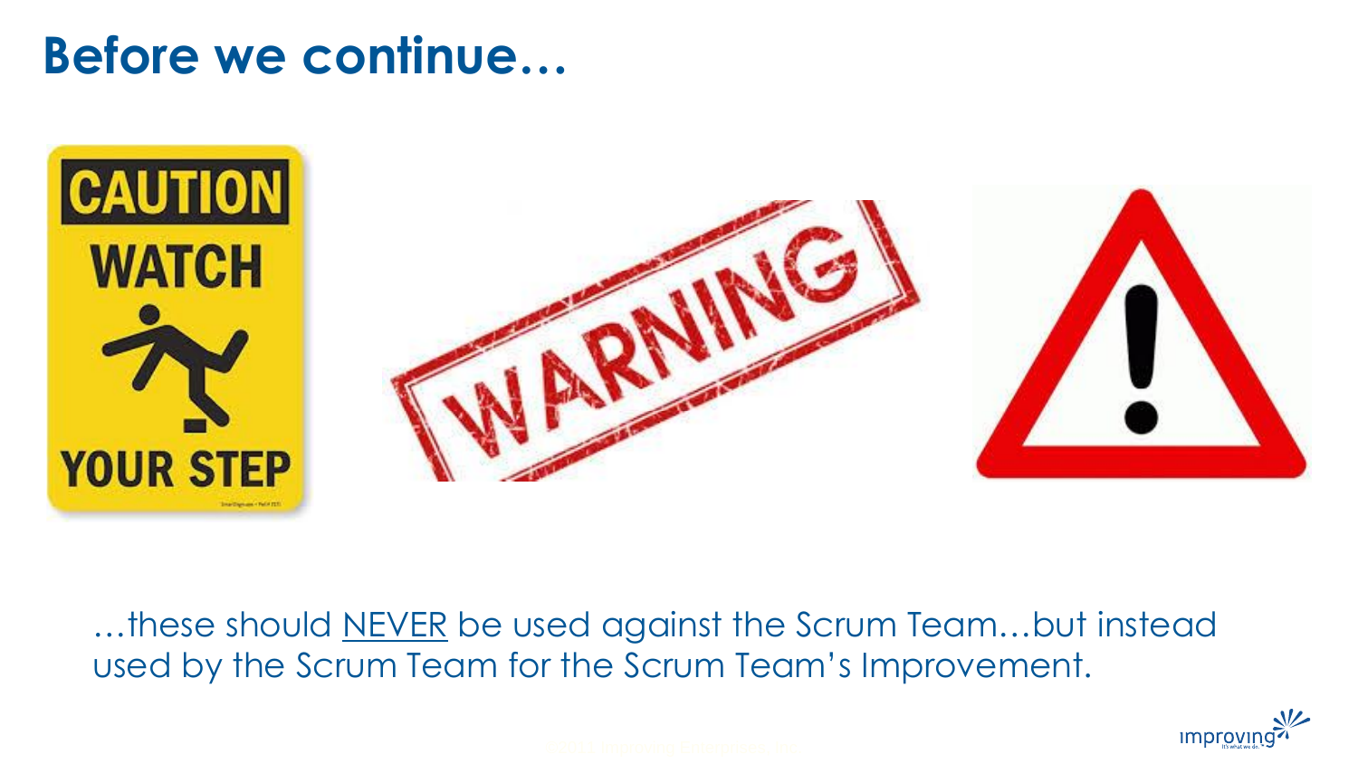# Before we continue…

…these should NEVER be used against the Scrum Team…but instead used by the Scrum Team for the Scrum Team's Improvement.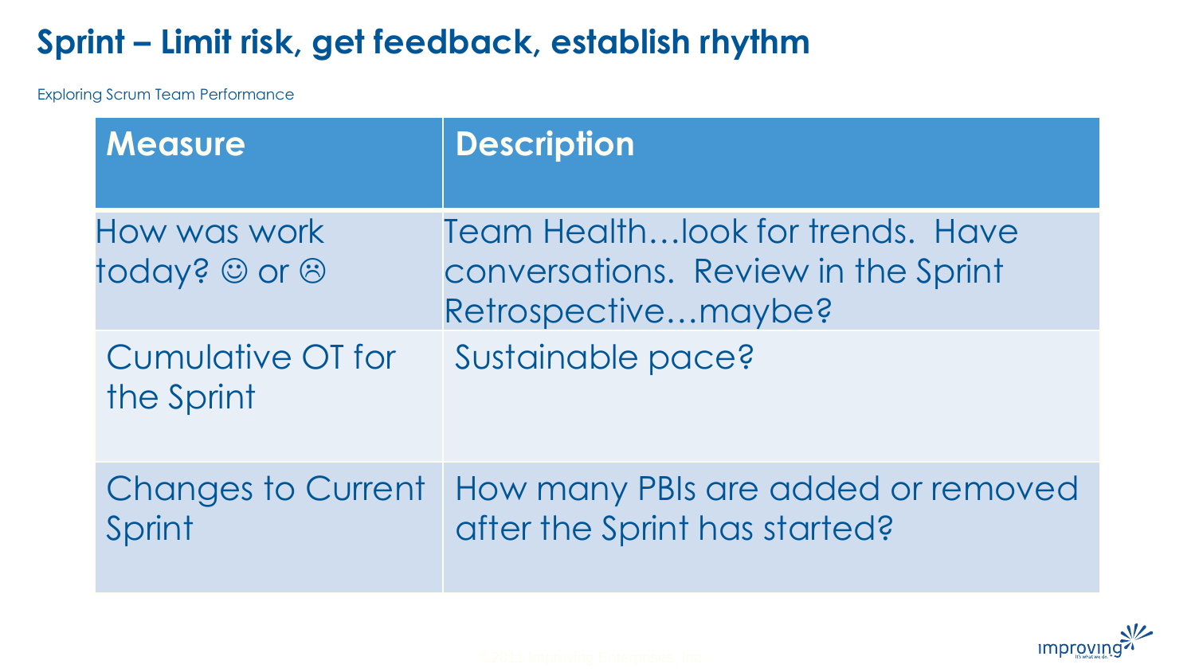# Sprint – Limit risk, get feedback, establish rhythm

Exploring Scrum Team Performance

| Measure | Description |
| --- | --- |
| How was work today? ☺ or ☹ | Team Health…look for trends. Have conversations. Review in the Sprint Retrospective…maybe? |
| Cumulative OT for the Sprint | Sustainable pace? |
| Changes to Current Sprint | How many PBIs are added or removed after the Sprint has started? |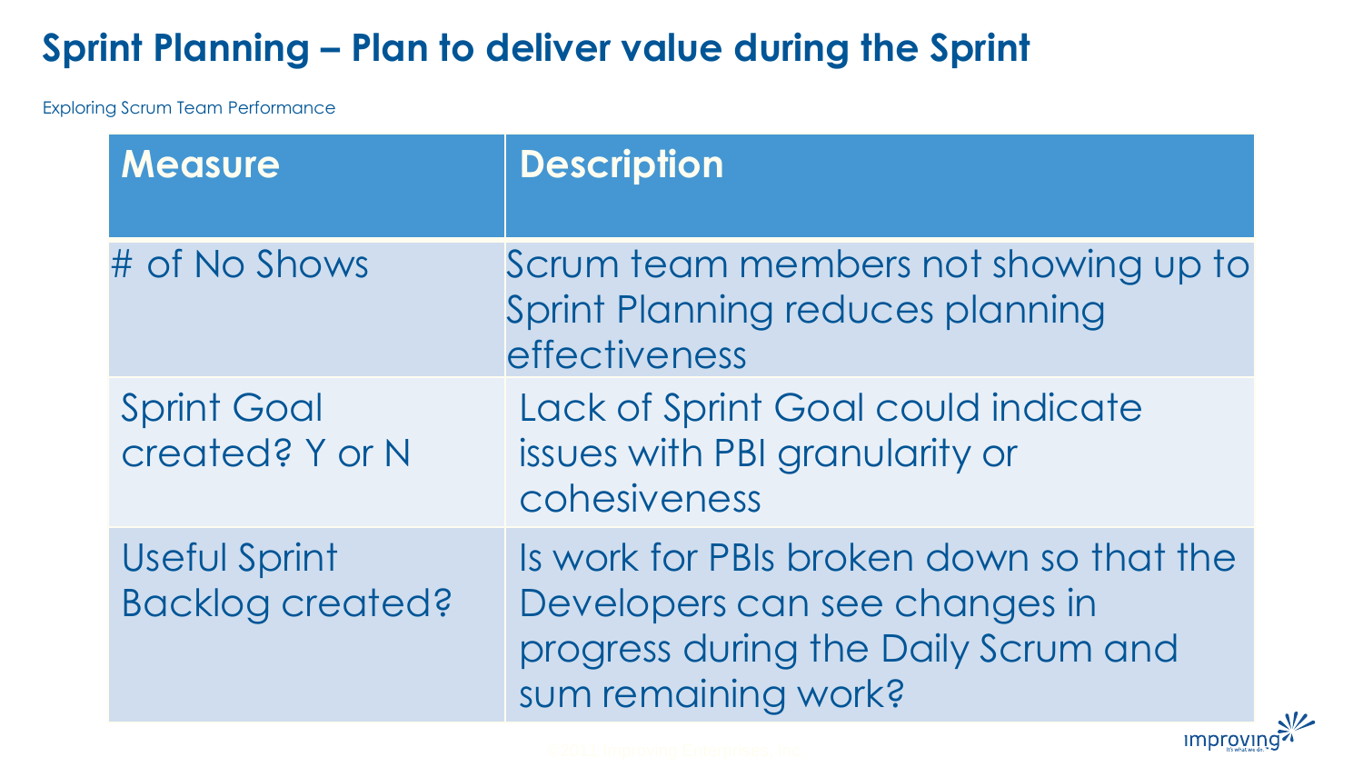# Sprint Planning – Plan to deliver value during the Sprint

Exploring Scrum Team Performance

| Measure | Description |
| --- | --- |
| # of No Shows | Scrum team members not showing up to Sprint Planning reduces planning effectiveness |
| Sprint Goal created? Y or N | Lack of Sprint Goal could indicate issues with PBI granularity or cohesiveness |
| Useful Sprint Backlog created? | Is work for PBIs broken down so that the Developers can see changes in progress during the Daily Scrum and sum remaining work? |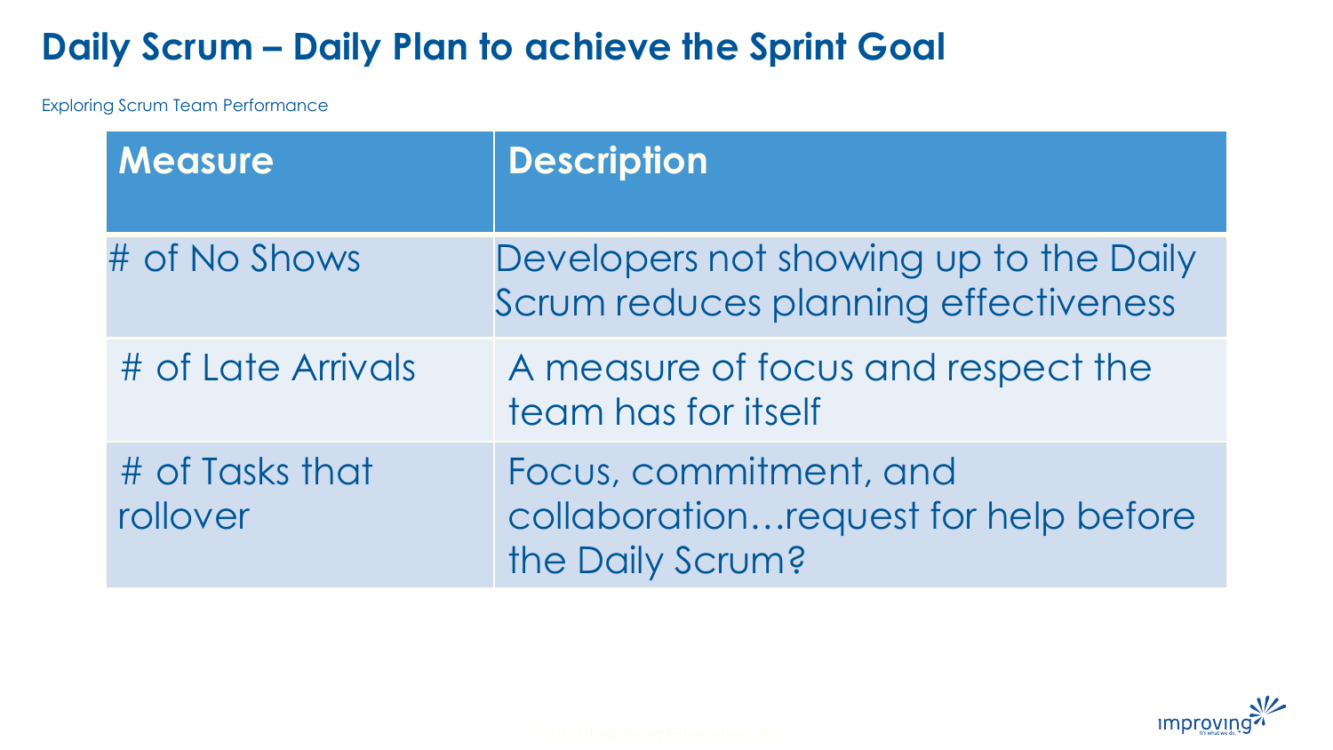# Daily Scrum – Daily Plan to achieve the Sprint Goal

Exploring Scrum Team Performance

| Measure | Description |
| --- | --- |
| # of No Shows | Developers not showing up to the Daily Scrum reduces planning effectiveness |
| # of Late Arrivals | A measure of focus and respect the team has for itself |
| # of Tasks that rollover | Focus, commitment, and collaboration…request for help before the Daily Scrum? |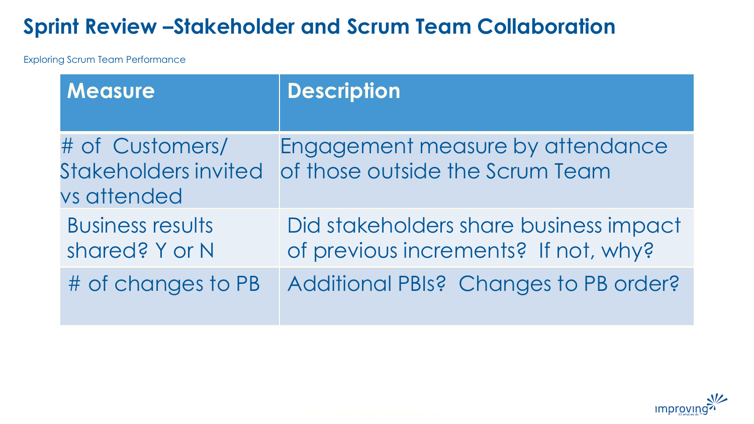# Sprint Review –Stakeholder and Scrum Team Collaboration

Exploring Scrum Team Performance

| Measure | Description |
| --- | --- |
| # of Customers/ Stakeholders invited vs attended | Engagement measure by attendance of those outside the Scrum Team |
| Business results shared? Y or N | Did stakeholders share business impact of previous increments? If not, why? |
| # of changes to PB | Additional PBIs? Changes to PB order? |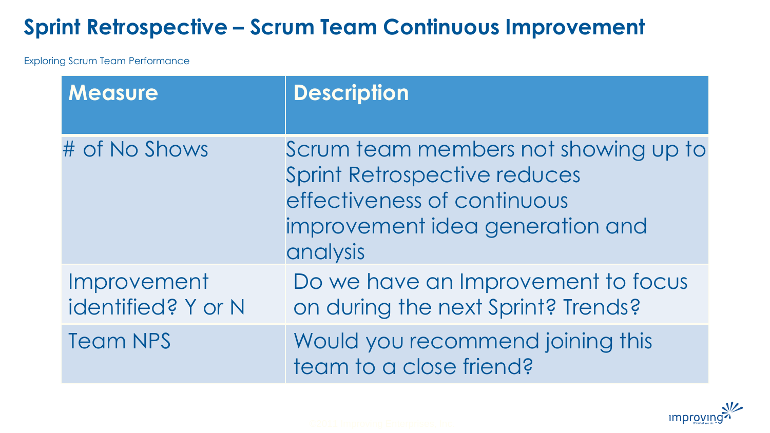# Sprint Retrospective – Scrum Team Continuous Improvement

Exploring Scrum Team Performance

| Measure | Description |
| --- | --- |
| # of No Shows | Scrum team members not showing up to Sprint Retrospective reduces effectiveness of continuous improvement idea generation and analysis |
| Improvement identified? Y or N | Do we have an Improvement to focus on during the next Sprint? Trends? |
| Team NPS | Would you recommend joining this team to a close friend? |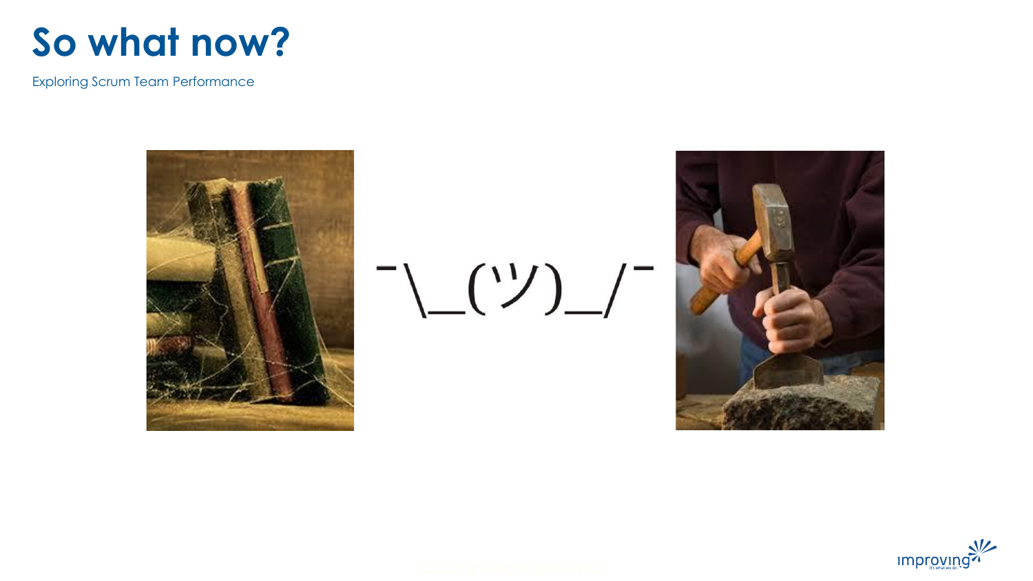# So what now?

Exploring Scrum Team Performance

¯\_(ツ)_/¯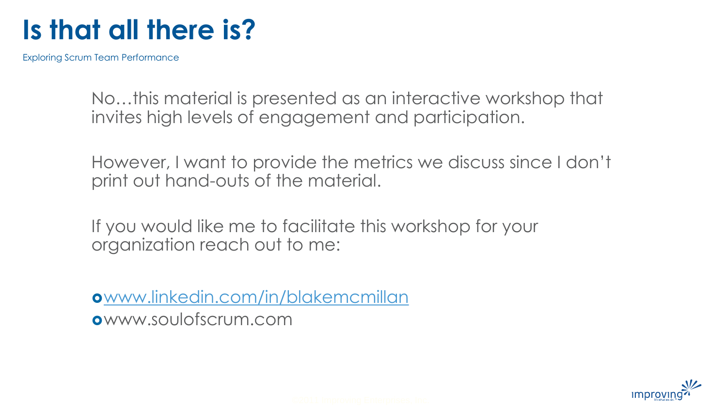# Is that all there is?

Exploring Scrum Team Performance

No…this material is presented as an interactive workshop that invites high levels of engagement and participation.

However, I want to provide the metrics we discuss since I don't print out hand-outs of the material.

If you would like me to facilitate this workshop for your organization reach out to me:

- www.linkedin.com/in/blakemcmillan
- www.soulofscrum.com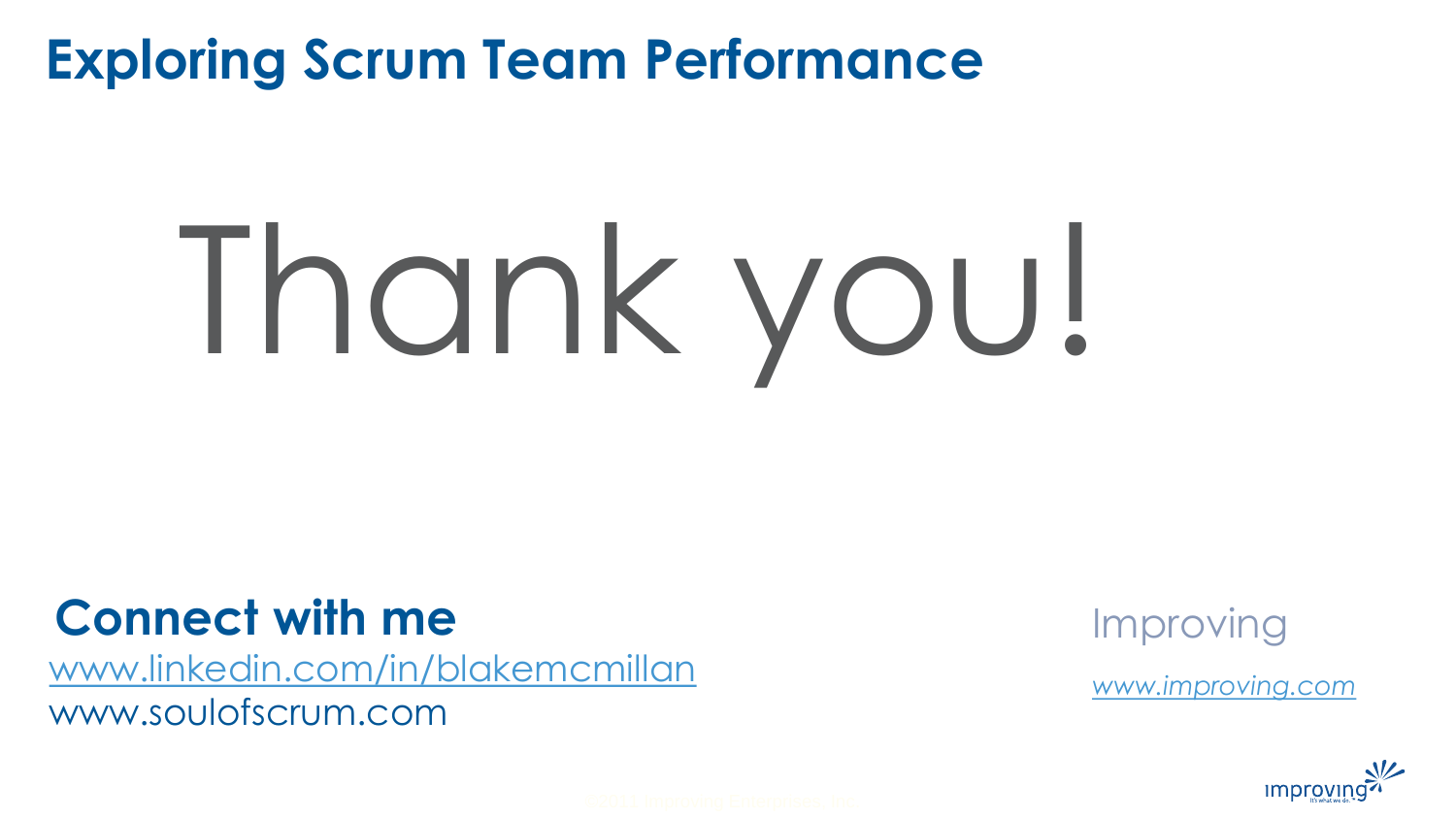# Exploring Scrum Team Performance

Thank you!

**Connect with me**

www.linkedin.com/in/blakemcmillan

www.soulofscrum.com

Improving

*www.improving.com*